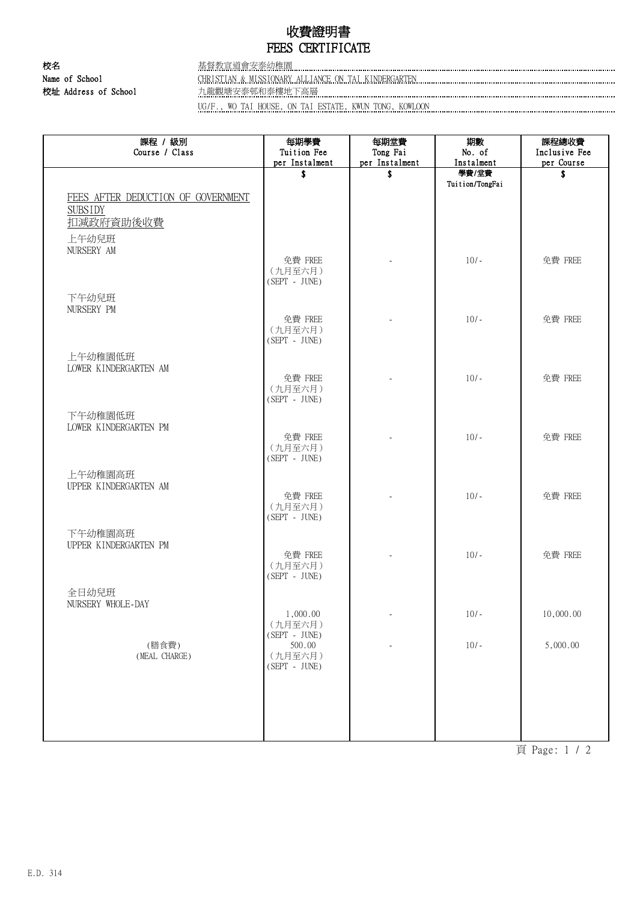# 收費證明書
# FEES CERTIFICATE

**校名**
**Name of School** 基督教宣道會安泰幼稚園
CHRISTIAN & MISSIONARY ALLIANCE ON TAI KINDERGARTEN

**校址 Address of School** 九龍觀塘安泰邨和泰樓地下高層
UG/F., WO TAI HOUSE, ON TAI ESTATE, KWUN TONG, KOWLOON

| 課程 / 級別<br>Course / Class | 每期學費<br>Tuition Fee<br>per Instalment | 每期堂費<br>Tong Fai<br>per Instalment | 期數<br>No. of<br>Instalment | 課程總收費<br>Inclusive Fee<br>per Course |
|---|---|---|---|---|
| | $ | $ | 學費/堂費<br>Tuition/TongFai | $ |
| FEES AFTER DEDUCTION OF GOVERNMENT SUBSIDY<br>扣減政府資助後收費 | | | | |
| 上午幼兒班<br>NURSERY AM | 免費 FREE<br>(九月至六月)<br>(SEPT - JUNE) | - | 10/- | 免費 FREE |
| 下午幼兒班<br>NURSERY PM | 免費 FREE<br>(九月至六月)<br>(SEPT - JUNE) | - | 10/- | 免費 FREE |
| 上午幼稚園低班<br>LOWER KINDERGARTEN AM | 免費 FREE<br>(九月至六月)<br>(SEPT - JUNE) | - | 10/- | 免費 FREE |
| 下午幼稚園低班<br>LOWER KINDERGARTEN PM | 免費 FREE<br>(九月至六月)<br>(SEPT - JUNE) | - | 10/- | 免費 FREE |
| 上午幼稚園高班<br>UPPER KINDERGARTEN AM | 免費 FREE<br>(九月至六月)<br>(SEPT - JUNE) | - | 10/- | 免費 FREE |
| 下午幼稚園高班<br>UPPER KINDERGARTEN PM | 免費 FREE<br>(九月至六月)<br>(SEPT - JUNE) | - | 10/- | 免費 FREE |
| 全日幼兒班<br>NURSERY WHOLE-DAY | 1,000.00<br>(九月至六月)<br>(SEPT - JUNE) | - | 10/- | 10,000.00 |
| (膳食費)<br>(MEAL CHARGE) | 500.00<br>(九月至六月)<br>(SEPT - JUNE) | - | 10/- | 5,000.00 |

E.D. 314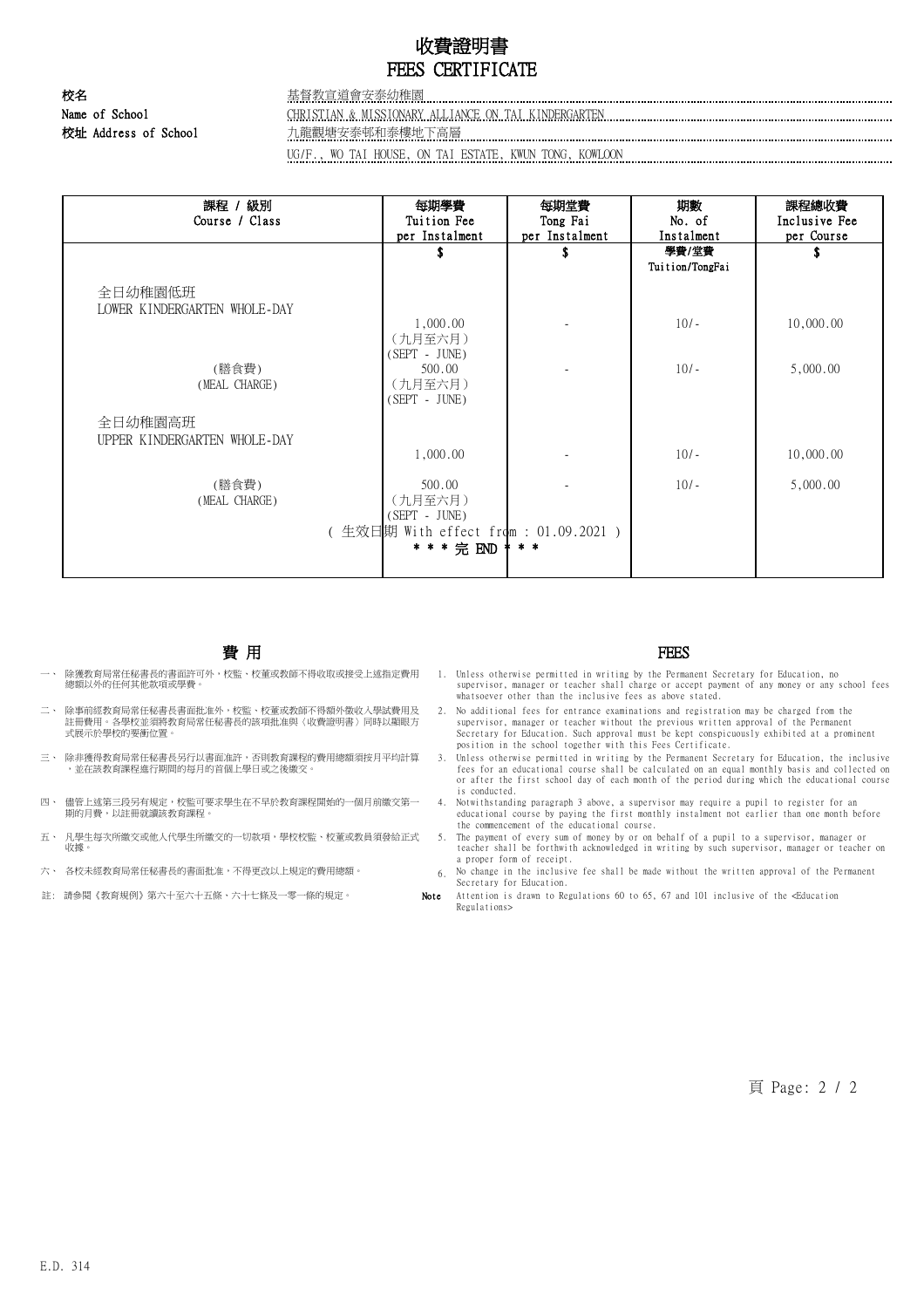# 收費證明書
# FEES CERTIFICATE

**校名** 基督教宣道會安泰幼稚園
**Name of School** CHRISTIAN & MISSIONARY ALLIANCE ON TAI KINDERGARTEN
**校址 Address of School** 九龍觀塘安泰邨和泰樓地下高層
UG/F., WO TAI HOUSE, ON TAI ESTATE, KWUN TONG, KOWLOON

| 課程 / 級別<br>Course / Class | 每期學費<br>Tuition Fee<br>per Instalment | 每期堂費<br>Tong Fai<br>per Instalment | 期數<br>No. of<br>Instalment | 課程總收費<br>Inclusive Fee<br>per Course |
|---|---|---|---|---|
| | $ | $ | 學費/堂費<br>Tuition/TongFai | $ |
| 全日幼稚園低班<br>LOWER KINDERGARTEN WHOLE-DAY | 1,000.00<br>(九月至六月)<br>(SEPT - JUNE) | - | 10/- | 10,000.00 |
| (膳食費)<br>(MEAL CHARGE) | 500.00<br>(九月至六月)<br>(SEPT - JUNE) | - | 10/- | 5,000.00 |
| 全日幼稚園高班<br>UPPER KINDERGARTEN WHOLE-DAY | 1,000.00 | - | 10/- | 10,000.00 |
| (膳食費)<br>(MEAL CHARGE) | 500.00<br>(九月至六月)<br>(SEPT - JUNE) | - | 10/- | 5,000.00 |
| | ( 生效日期 With effect from : 01.09.2021 )<br>* * * 完 END * * * | | | |

## 費 用

一、 除獲教育局常任秘書長的書面許可外，校監，校董或教師不得收取或接受上述指定費用總額以外的任何其他款項或學費。

二、 除事前經教育局常任秘書長書面批准外，校監、校董或教師不得額外徵收入學試費用及註冊費用。各學校並須將教育局常任秘書長的該項批准與〈收費證明書〉同時以顯眼方式展示於學校的要衝位置。

三、 除非獲得教育局常任秘書長另行以書面准許，否則教育課程的費用總額須按月平均計算，並在該教育課程進行期間的每月的首個上學日或之後徵交。

四、 儘管上述第三段另有規定，校監可要求學生在不早於教育課程開始的一個月前繳交第一期的月費，以註冊就讀該教育課程。

五、 凡學生每次所繳交或他人代學生所繳交的一切款項，學校校監、校董或教員須發給正式收據。

六、 各校未經教育局常任秘書長的書面批准，不得更改以上規定的費用總額。

註: 請參閱《教育規例》第六十至六十五條、六十七條及一零一條的規定。

## FEES

1. Unless otherwise permitted in writing by the Permanent Secretary for Education, no supervisor, manager or teacher shall charge or accept payment of any money or any school fees whatsoever other than the inclusive fees as above stated.
2. No additional fees for entrance examinations and registration may be charged from the supervisor, manager or teacher without the previous written approval of the Permanent Secretary for Education. Such approval must be kept conspicuously exhibited at a prominent position in the school together with this Fees Certificate.
3. Unless otherwise permitted in writing by the Permanent Secretary for Education, the inclusive fees for an educational course shall be calculated on an equal monthly basis and collected on or after the first school day of each month of the period during which the educational course is conducted.
4. Notwithstanding paragraph 3 above, a supervisor may require a pupil to register for an educational course by paying the first monthly instalment not earlier than one month before the commencement of the educational course.
5. The payment of every sum of money by or on behalf of a pupil to a supervisor, manager or teacher shall be forthwith acknowledged in writing by such supervisor, manager or teacher on a proper form of receipt.
6. No change in the inclusive fee shall be made without the written approval of the Permanent Secretary for Education.

**Note** Attention is drawn to Regulations 60 to 65, 67 and 101 inclusive of the <Education Regulations>

E.D. 314